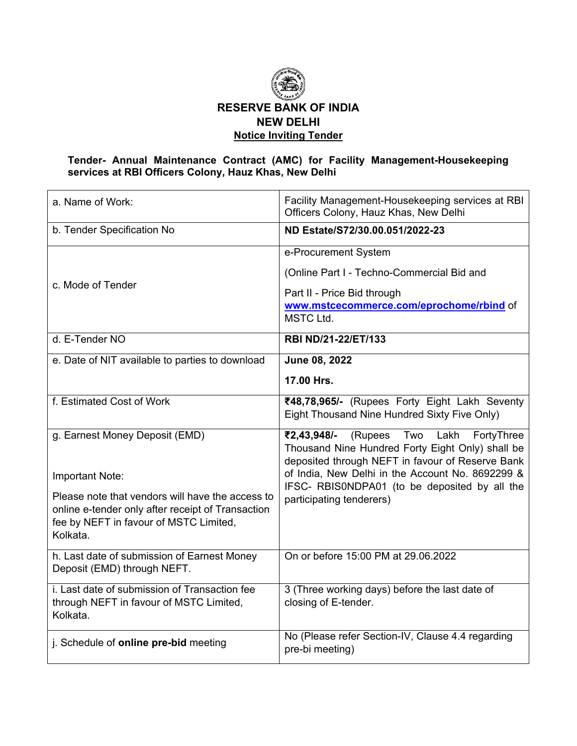# RESERVE BANK OF INDIA
## NEW DELHI
### Notice Inviting Tender

**Tender- Annual Maintenance Contract (AMC) for Facility Management-Housekeeping services at RBI Officers Colony, Hauz Khas, New Delhi**

| | |
|---|---|
| a. Name of Work: | Facility Management-Housekeeping services at RBI Officers Colony, Hauz Khas, New Delhi |
| b. Tender Specification No | **ND Estate/S72/30.00.051/2022-23** |
| c. Mode of Tender | e-Procurement System<br>(Online Part I - Techno-Commercial Bid and<br>Part II - Price Bid through **www.mstcecommerce.com/eprochome/rbind** of MSTC Ltd. |
| d. E-Tender NO | **RBI ND/21-22/ET/133** |
| e. Date of NIT available to parties to download | **June 08, 2022**<br>**17.00 Hrs.** |
| f. Estimated Cost of Work | **₹48,78,965/-** (Rupees Forty Eight Lakh Seventy Eight Thousand Nine Hundred Sixty Five Only) |
| g. Earnest Money Deposit (EMD)<br><br>Important Note:<br>Please note that vendors will have the access to online e-tender only after receipt of Transaction fee by NEFT in favour of MSTC Limited, Kolkata. | **₹2,43,948/-** (Rupees Two Lakh FortyThree Thousand Nine Hundred Forty Eight Only) shall be deposited through NEFT in favour of Reserve Bank of India, New Delhi in the Account No. 8692299 & IFSC- RBIS0NDPA01 (to be deposited by all the participating tenderers) |
| h. Last date of submission of Earnest Money Deposit (EMD) through NEFT. | On or before 15:00 PM at 29.06.2022 |
| i. Last date of submission of Transaction fee through NEFT in favour of MSTC Limited, Kolkata. | 3 (Three working days) before the last date of closing of E-tender. |
| j. Schedule of **online pre-bid** meeting | No (Please refer Section-IV, Clause 4.4 regarding pre-bi meeting) |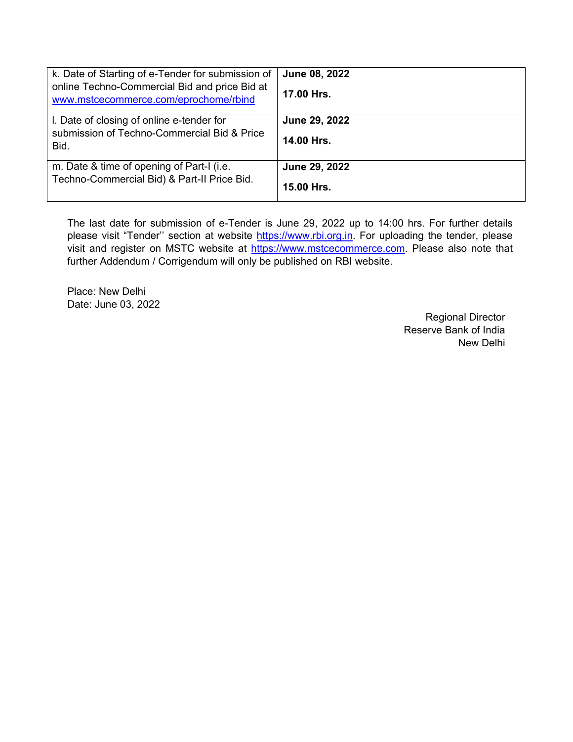| | |
|---|---|
| k. Date of Starting of e-Tender for submission of online Techno-Commercial Bid and price Bid at www.mstcecommerce.com/eprochome/rbind | **June 08, 2022**<br><br>**17.00 Hrs.** |
| l. Date of closing of online e-tender for submission of Techno-Commercial Bid & Price Bid. | **June 29, 2022**<br><br>**14.00 Hrs.** |
| m. Date & time of opening of Part-I (i.e. Techno-Commercial Bid) & Part-II Price Bid. | **June 29, 2022**<br><br>**15.00 Hrs.** |

The last date for submission of e-Tender is June 29, 2022 up to 14:00 hrs. For further details please visit "Tender'' section at website https://www.rbi.org.in. For uploading the tender, please visit and register on MSTC website at https://www.mstcecommerce.com. Please also note that further Addendum / Corrigendum will only be published on RBI website.

Place: New Delhi
Date: June 03, 2022

Regional Director
Reserve Bank of India
New Delhi